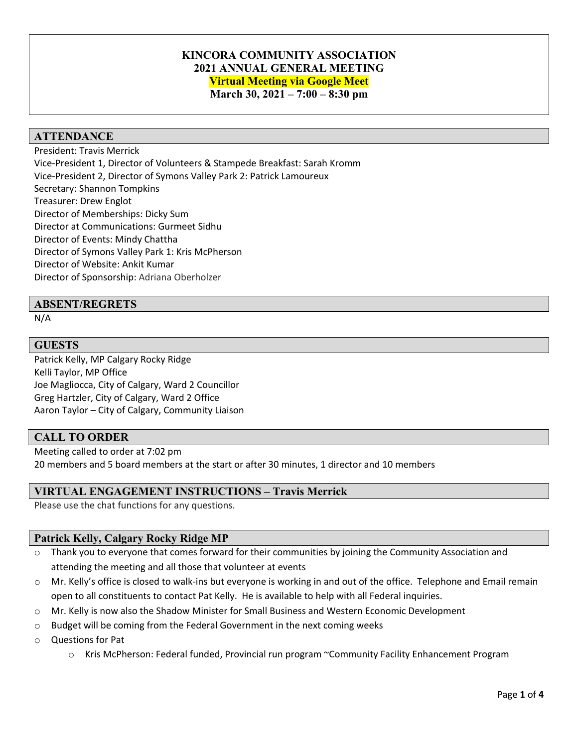# KINCORA COMMUNITY ASSOCIATION
# 2021 ANNUAL GENERAL MEETING
# Virtual Meeting via Google Meet
# March 30, 2021 – 7:00 – 8:30 pm

## ATTENDANCE

President: Travis Merrick
Vice-President 1, Director of Volunteers & Stampede Breakfast: Sarah Kromm
Vice-President 2, Director of Symons Valley Park 2: Patrick Lamoureux
Secretary: Shannon Tompkins
Treasurer: Drew Englot
Director of Memberships: Dicky Sum
Director at Communications: Gurmeet Sidhu
Director of Events: Mindy Chattha
Director of Symons Valley Park 1: Kris McPherson
Director of Website: Ankit Kumar
Director of Sponsorship: Adriana Oberholzer

## ABSENT/REGRETS

N/A

## GUESTS

Patrick Kelly, MP Calgary Rocky Ridge
Kelli Taylor, MP Office
Joe Magliocca, City of Calgary, Ward 2 Councillor
Greg Hartzler, City of Calgary, Ward 2 Office
Aaron Taylor – City of Calgary, Community Liaison

## CALL TO ORDER

Meeting called to order at 7:02 pm
20 members and 5 board members at the start or after 30 minutes, 1 director and 10 members

## VIRTUAL ENGAGEMENT INSTRUCTIONS – Travis Merrick

Please use the chat functions for any questions.

## Patrick Kelly, Calgary Rocky Ridge MP

- Thank you to everyone that comes forward for their communities by joining the Community Association and attending the meeting and all those that volunteer at events
- Mr. Kelly's office is closed to walk-ins but everyone is working in and out of the office. Telephone and Email remain open to all constituents to contact Pat Kelly. He is available to help with all Federal inquiries.
- Mr. Kelly is now also the Shadow Minister for Small Business and Western Economic Development
- Budget will be coming from the Federal Government in the next coming weeks
- Questions for Pat
  - Kris McPherson: Federal funded, Provincial run program ~Community Facility Enhancement Program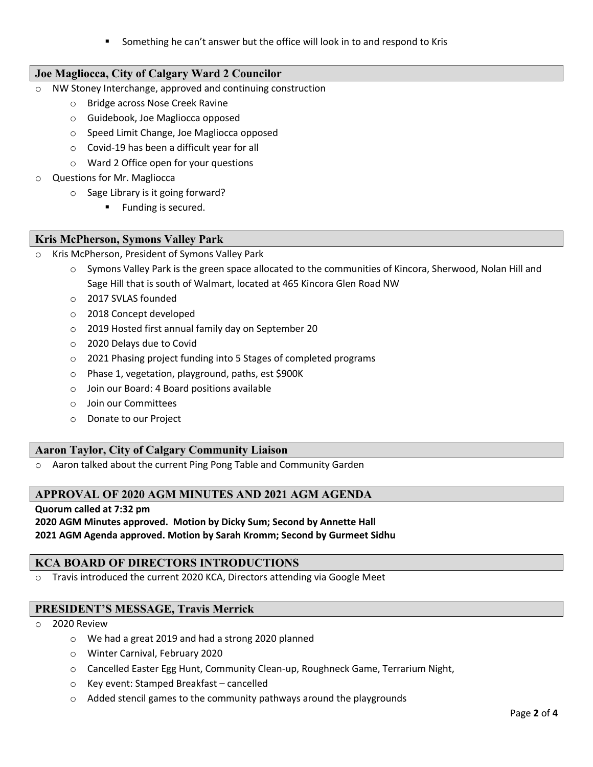- Something he can't answer but the office will look in to and respond to Kris

## Joe Magliocca, City of Calgary Ward 2 Councilor

- NW Stoney Interchange, approved and continuing construction
  - Bridge across Nose Creek Ravine
  - Guidebook, Joe Magliocca opposed
  - Speed Limit Change, Joe Magliocca opposed
  - Covid-19 has been a difficult year for all
  - Ward 2 Office open for your questions
- Questions for Mr. Magliocca
  - Sage Library is it going forward?
    - Funding is secured.

## Kris McPherson, Symons Valley Park

- Kris McPherson, President of Symons Valley Park
  - Symons Valley Park is the green space allocated to the communities of Kincora, Sherwood, Nolan Hill and Sage Hill that is south of Walmart, located at 465 Kincora Glen Road NW
  - 2017 SVLAS founded
  - 2018 Concept developed
  - 2019 Hosted first annual family day on September 20
  - 2020 Delays due to Covid
  - 2021 Phasing project funding into 5 Stages of completed programs
  - Phase 1, vegetation, playground, paths, est $900K
  - Join our Board: 4 Board positions available
  - Join our Committees
  - Donate to our Project

## Aaron Taylor, City of Calgary Community Liaison

- Aaron talked about the current Ping Pong Table and Community Garden

## APPROVAL OF 2020 AGM MINUTES AND 2021 AGM AGENDA

**Quorum called at 7:32 pm**

**2020 AGM Minutes approved. Motion by Dicky Sum; Second by Annette Hall**

**2021 AGM Agenda approved. Motion by Sarah Kromm; Second by Gurmeet Sidhu**

## KCA BOARD OF DIRECTORS INTRODUCTIONS

- Travis introduced the current 2020 KCA, Directors attending via Google Meet

## PRESIDENT'S MESSAGE, Travis Merrick

- 2020 Review
  - We had a great 2019 and had a strong 2020 planned
  - Winter Carnival, February 2020
  - Cancelled Easter Egg Hunt, Community Clean-up, Roughneck Game, Terrarium Night,
  - Key event: Stamped Breakfast – cancelled
  - Added stencil games to the community pathways around the playgrounds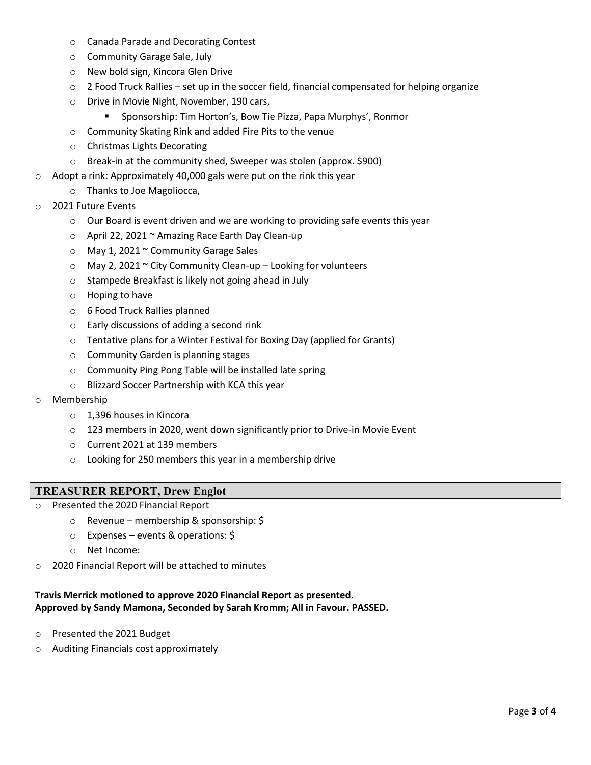- Canada Parade and Decorating Contest
- Community Garage Sale, July
- New bold sign, Kincora Glen Drive
- 2 Food Truck Rallies – set up in the soccer field, financial compensated for helping organize
- Drive in Movie Night, November, 190 cars,
  - Sponsorship: Tim Horton's, Bow Tie Pizza, Papa Murphys', Ronmor
- Community Skating Rink and added Fire Pits to the venue
- Christmas Lights Decorating
- Break-in at the community shed, Sweeper was stolen (approx. $900)

- Adopt a rink: Approximately 40,000 gals were put on the rink this year
  - Thanks to Joe Magoliocca,
- 2021 Future Events
  - Our Board is event driven and we are working to providing safe events this year
  - April 22, 2021 ~ Amazing Race Earth Day Clean-up
  - May 1, 2021 ~ Community Garage Sales
  - May 2, 2021 ~ City Community Clean-up – Looking for volunteers
  - Stampede Breakfast is likely not going ahead in July
  - Hoping to have
  - 6 Food Truck Rallies planned
  - Early discussions of adding a second rink
  - Tentative plans for a Winter Festival for Boxing Day (applied for Grants)
  - Community Garden is planning stages
  - Community Ping Pong Table will be installed late spring
  - Blizzard Soccer Partnership with KCA this year
- Membership
  - 1,396 houses in Kincora
  - 123 members in 2020, went down significantly prior to Drive-in Movie Event
  - Current 2021 at 139 members
  - Looking for 250 members this year in a membership drive

## TREASURER REPORT, Drew Englot

- Presented the 2020 Financial Report
  - Revenue – membership & sponsorship: $
  - Expenses – events & operations: $
  - Net Income:
- 2020 Financial Report will be attached to minutes

**Travis Merrick motioned to approve 2020 Financial Report as presented.**
**Approved by Sandy Mamona, Seconded by Sarah Kromm; All in Favour. PASSED.**

- Presented the 2021 Budget
- Auditing Financials cost approximately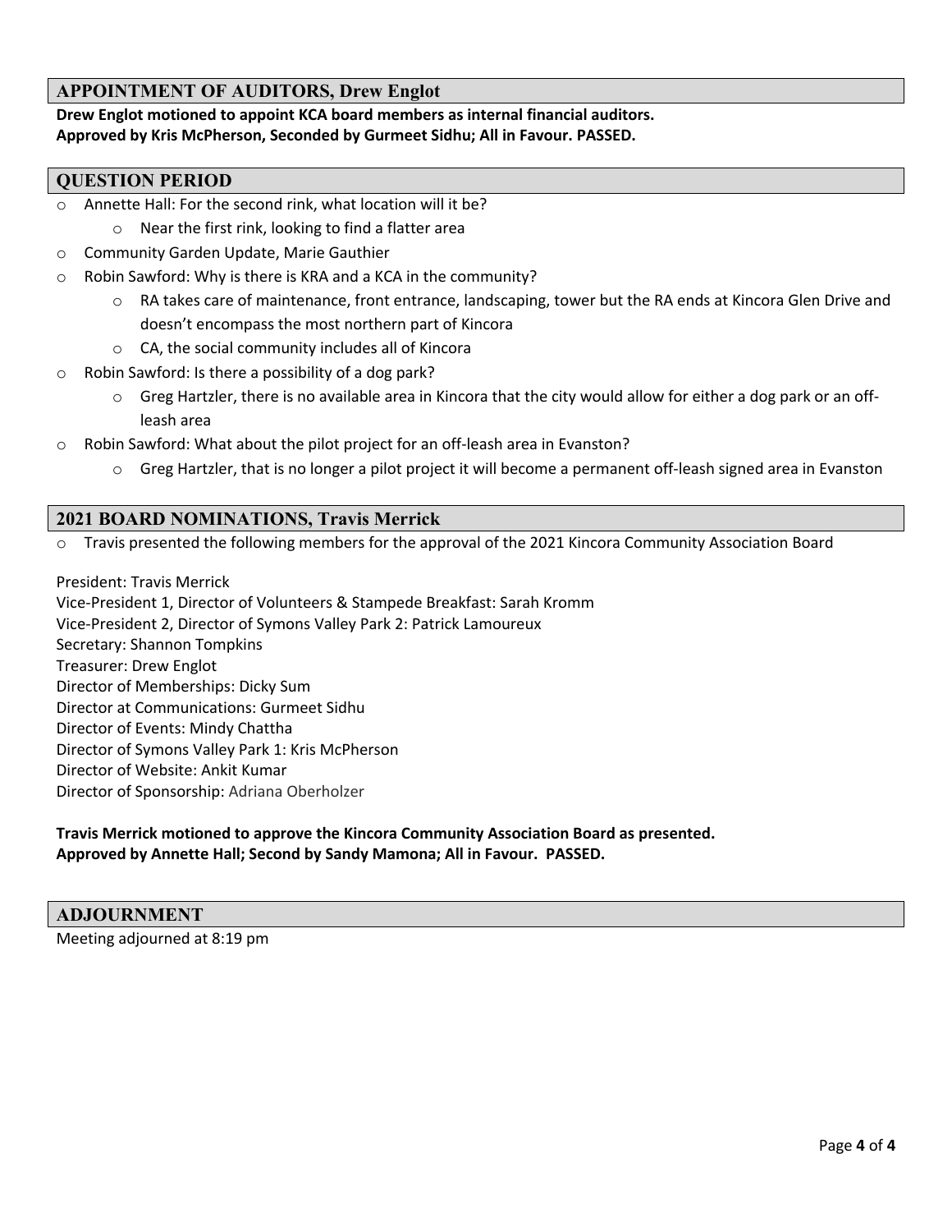## APPOINTMENT OF AUDITORS, Drew Englot

**Drew Englot motioned to appoint KCA board members as internal financial auditors.**
**Approved by Kris McPherson, Seconded by Gurmeet Sidhu; All in Favour. PASSED.**

## QUESTION PERIOD

- Annette Hall: For the second rink, what location will it be?
  - Near the first rink, looking to find a flatter area
- Community Garden Update, Marie Gauthier
- Robin Sawford: Why is there is KRA and a KCA in the community?
  - RA takes care of maintenance, front entrance, landscaping, tower but the RA ends at Kincora Glen Drive and doesn't encompass the most northern part of Kincora
  - CA, the social community includes all of Kincora
- Robin Sawford: Is there a possibility of a dog park?
  - Greg Hartzler, there is no available area in Kincora that the city would allow for either a dog park or an off-leash area
- Robin Sawford: What about the pilot project for an off-leash area in Evanston?
  - Greg Hartzler, that is no longer a pilot project it will become a permanent off-leash signed area in Evanston

## 2021 BOARD NOMINATIONS, Travis Merrick

- Travis presented the following members for the approval of the 2021 Kincora Community Association Board

President: Travis Merrick
Vice-President 1, Director of Volunteers & Stampede Breakfast: Sarah Kromm
Vice-President 2, Director of Symons Valley Park 2: Patrick Lamoureux
Secretary: Shannon Tompkins
Treasurer: Drew Englot
Director of Memberships: Dicky Sum
Director at Communications: Gurmeet Sidhu
Director of Events: Mindy Chattha
Director of Symons Valley Park 1: Kris McPherson
Director of Website: Ankit Kumar
Director of Sponsorship: Adriana Oberholzer

**Travis Merrick motioned to approve the Kincora Community Association Board as presented.**
**Approved by Annette Hall; Second by Sandy Mamona; All in Favour. PASSED.**

## ADJOURNMENT

Meeting adjourned at 8:19 pm